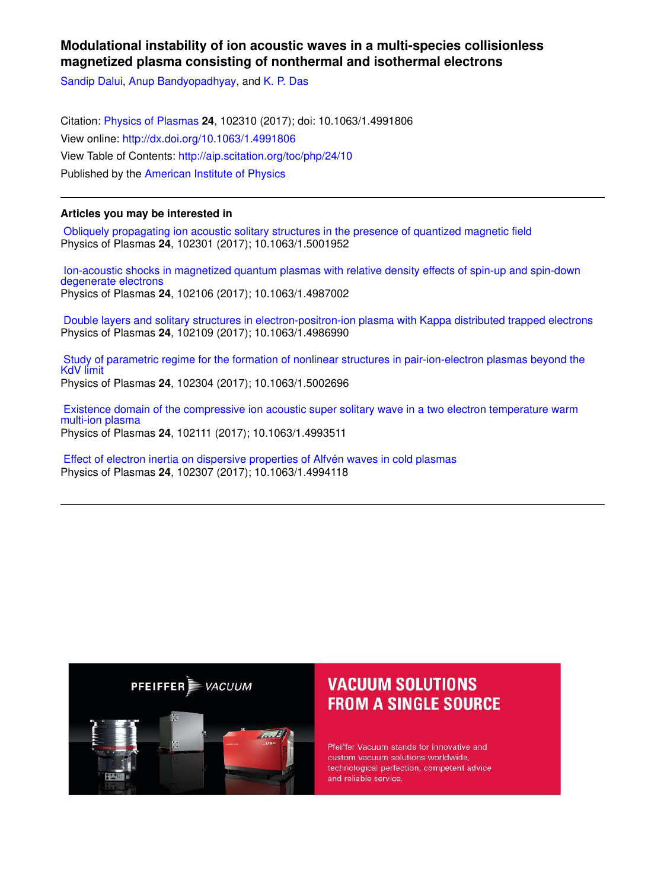# Modulational instability of ion acoustic waves in a multi-species collisionless magnetized plasma consisting of nonthermal and isothermal electrons

Sandip Dalui, Anup Bandyopadhyay, and K. P. Das

Citation: Physics of Plasmas **24**, 102310 (2017); doi: 10.1063/1.4991806

View online: http://dx.doi.org/10.1063/1.4991806

View Table of Contents: http://aip.scitation.org/toc/php/24/10

Published by the American Institute of Physics

---

## Articles you may be interested in

Obliquely propagating ion acoustic solitary structures in the presence of quantized magnetic field
Physics of Plasmas **24**, 102301 (2017); 10.1063/1.5001952

Ion-acoustic shocks in magnetized quantum plasmas with relative density effects of spin-up and spin-down degenerate electrons
Physics of Plasmas **24**, 102106 (2017); 10.1063/1.4987002

Double layers and solitary structures in electron-positron-ion plasma with Kappa distributed trapped electrons
Physics of Plasmas **24**, 102109 (2017); 10.1063/1.4986990

Study of parametric regime for the formation of nonlinear structures in pair-ion-electron plasmas beyond the KdV limit
Physics of Plasmas **24**, 102304 (2017); 10.1063/1.5002696

Existence domain of the compressive ion acoustic super solitary wave in a two electron temperature warm multi-ion plasma
Physics of Plasmas **24**, 102111 (2017); 10.1063/1.4993511

Effect of electron inertia on dispersive properties of Alfvén waves in cold plasmas
Physics of Plasmas **24**, 102307 (2017); 10.1063/1.4994118

---

PFEIFFER VACUUM

VACUUM SOLUTIONS FROM A SINGLE SOURCE

Pfeiffer Vacuum stands for innovative and custom vacuum solutions worldwide, technological perfection, competent advice and reliable service.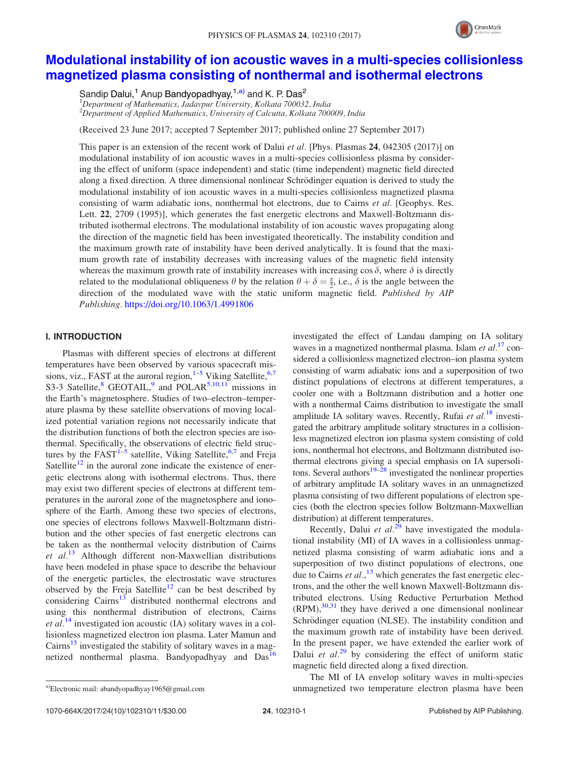# Modulational instability of ion acoustic waves in a multi-species collisionless magnetized plasma consisting of nonthermal and isothermal electrons

Sandip Dalui,[1] Anup Bandyopadhyay,[1,a)] and K. P. Das[2]

[1]*Department of Mathematics, Jadavpur University, Kolkata 700032, India*
[2]*Department of Applied Mathematics, University of Calcutta, Kolkata 700009, India*

(Received 23 June 2017; accepted 7 September 2017; published online 27 September 2017)

This paper is an extension of the recent work of Dalui *et al.* [Phys. Plasmas **24**, 042305 (2017)] on modulational instability of ion acoustic waves in a multi-species collisionless plasma by considering the effect of uniform (space independent) and static (time independent) magnetic field directed along a fixed direction. A three dimensional nonlinear Schrödinger equation is derived to study the modulational instability of ion acoustic waves in a multi-species collisionless magnetized plasma consisting of warm adiabatic ions, nonthermal hot electrons, due to Cairns *et al.* [Geophys. Res. Lett. **22**, 2709 (1995)], which generates the fast energetic electrons and Maxwell-Boltzmann distributed isothermal electrons. The modulational instability of ion acoustic waves propagating along the direction of the magnetic field has been investigated theoretically. The instability condition and the maximum growth rate of instability have been derived analytically. It is found that the maximum growth rate of instability decreases with increasing values of the magnetic field intensity whereas the maximum growth rate of instability increases with increasing $\cos\delta$, where $\delta$ is directly related to the modulational obliqueness $\theta$ by the relation $\theta + \delta = \frac{\pi}{2}$, i.e., $\delta$ is the angle between the direction of the modulated wave with the static uniform magnetic field. *Published by AIP Publishing.* https://doi.org/10.1063/1.4991806

## I. INTRODUCTION

Plasmas with different species of electrons at different temperatures have been observed by various spacecraft missions, viz., FAST at the auroral region,[1–5] Viking Satellite,[6,7] S3-3 Satellite,[8] GEOTAIL,[9] and POLAR[5,10,11] missions in the Earth's magnetosphere. Studies of two–electron–temperature plasma by these satellite observations of moving localized potential variation regions not necessarily indicate that the distribution functions of both the electron species are isothermal. Specifically, the observations of electric field structures by the FAST[1–5] satellite, Viking Satellite,[6,7] and Freja Satellite[12] in the auroral zone indicate the existence of energetic electrons along with isothermal electrons. Thus, there may exist two different species of electrons at different temperatures in the auroral zone of the magnetosphere and ionosphere of the Earth. Among these two species of electrons, one species of electrons follows Maxwell-Boltzmann distribution and the other species of fast energetic electrons can be taken as the nonthermal velocity distribution of Cairns *et al.*[13] Although different non-Maxwellian distributions have been modeled in phase space to describe the behaviour of the energetic particles, the electrostatic wave structures observed by the Freja Satellite[12] can be best described by considering Cairns[13] distributed nonthermal electrons and using this nonthermal distribution of electrons, Cairns *et al.*[14] investigated ion acoustic (IA) solitary waves in a collisionless magnetized electron ion plasma. Later Mamun and Cairns[15] investigated the stability of solitary waves in a magnetized nonthermal plasma. Bandyopadhyay and Das[16] investigated the effect of Landau damping on IA solitary waves in a magnetized nonthermal plasma. Islam *et al.*[17] considered a collisionless magnetized electron–ion plasma system consisting of warm adiabatic ions and a superposition of two distinct populations of electrons at different temperatures, a cooler one with a Boltzmann distribution and a hotter one with a nonthermal Cairns distribution to investigate the small amplitude IA solitary waves. Recently, Rufai *et al.*[18] investigated the arbitrary amplitude solitary structures in a collisionless magnetized electron ion plasma system consisting of cold ions, nonthermal hot electrons, and Boltzmann distributed isothermal electrons giving a special emphasis on IA supersolitons. Several authors[19–28] investigated the nonlinear properties of arbitrary amplitude IA solitary waves in an unmagnetized plasma consisting of two different populations of electron species (both the electron species follow Boltzmann-Maxwellian distribution) at different temperatures.

Recently, Dalui *et al.*[29] have investigated the modulational instability (MI) of IA waves in a collisionless unmagnetized plasma consisting of warm adiabatic ions and a superposition of two distinct populations of electrons, one due to Cairns *et al.*,[13] which generates the fast energetic electrons, and the other the well known Maxwell-Boltzmann distributed isothermal electrons. Using Reductive Perturbation Method (RPM),[30,31] they have derived a one dimensional nonlinear Schrödinger equation (NLSE). The instability condition and the maximum growth rate of instability have been derived. In the present paper, we have extended the earlier work of Dalui *et al.*[29] by considering the effect of uniform static magnetic field directed along a fixed direction.

The MI of IA envelop solitary waves in multi-species unmagnetized two temperature electron plasma have been

a)Electronic mail: abandyopadhyay1965@gmail.com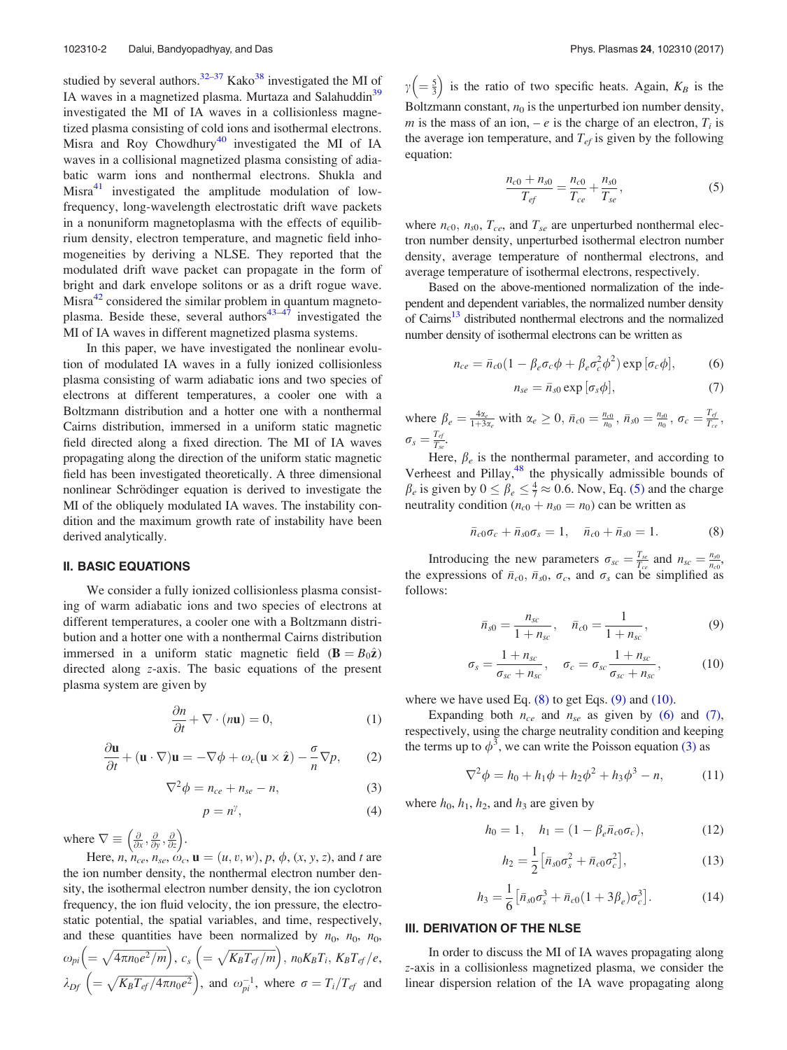studied by several authors.[32–37] Kako[38] investigated the MI of IA waves in a magnetized plasma. Murtaza and Salahuddin[39] investigated the MI of IA waves in a collisionless magnetized plasma consisting of cold ions and isothermal electrons. Misra and Roy Chowdhury[40] investigated the MI of IA waves in a collisional magnetized plasma consisting of adiabatic warm ions and nonthermal electrons. Shukla and Misra[41] investigated the amplitude modulation of low-frequency, long-wavelength electrostatic drift wave packets in a nonuniform magnetoplasma with the effects of equilibrium density, electron temperature, and magnetic field inhomogeneities by deriving a NLSE. They reported that the modulated drift wave packet can propagate in the form of bright and dark envelope solitons or as a drift rogue wave. Misra[42] considered the similar problem in quantum magnetoplasma. Beside these, several authors[43–47] investigated the MI of IA waves in different magnetized plasma systems.

In this paper, we have investigated the nonlinear evolution of modulated IA waves in a fully ionized collisionless plasma consisting of warm adiabatic ions and two species of electrons at different temperatures, a cooler one with a Boltzmann distribution and a hotter one with a nonthermal Cairns distribution, immersed in a uniform static magnetic field directed along a fixed direction. The MI of IA waves propagating along the direction of the uniform static magnetic field has been investigated theoretically. A three dimensional nonlinear Schrödinger equation is derived to investigate the MI of the obliquely modulated IA waves. The instability condition and the maximum growth rate of instability have been derived analytically.

## II. BASIC EQUATIONS

We consider a fully ionized collisionless plasma consisting of warm adiabatic ions and two species of electrons at different temperatures, a cooler one with a Boltzmann distribution and a hotter one with a nonthermal Cairns distribution immersed in a uniform static magnetic field ($\mathbf{B} = B_0\hat{\mathbf{z}}$) directed along $z$-axis. The basic equations of the present plasma system are given by

$$\frac{\partial n}{\partial t} + \nabla \cdot (n\mathbf{u}) = 0, \tag{1}$$

$$\frac{\partial \mathbf{u}}{\partial t} + (\mathbf{u}\cdot\nabla)\mathbf{u} = -\nabla\phi + \omega_c(\mathbf{u}\times\hat{\mathbf{z}}) - \frac{\sigma}{n}\nabla p, \tag{2}$$

$$\nabla^2\phi = n_{ce} + n_{se} - n, \tag{3}$$

$$p = n^{\gamma}, \tag{4}$$

where $\nabla \equiv \left(\frac{\partial}{\partial x}, \frac{\partial}{\partial y}, \frac{\partial}{\partial z}\right)$.

Here, $n$, $n_{ce}$, $n_{se}$, $\omega_c$, $\mathbf{u} = (u, v, w)$, $p$, $\phi$, $(x, y, z)$, and $t$ are the ion number density, the nonthermal electron number density, the isothermal electron number density, the ion cyclotron frequency, the ion fluid velocity, the ion pressure, the electrostatic potential, the spatial variables, and time, respectively, and these quantities have been normalized by $n_0$, $n_0$, $n_0$, $\omega_{pi}\left(=\sqrt{4\pi n_0 e^2/m}\right)$, $c_s\left(=\sqrt{K_B T_{ef}/m}\right)$, $n_0 K_B T_i$, $K_B T_{ef}/e$, $\lambda_{Df}\left(=\sqrt{K_B T_{ef}/4\pi n_0 e^2}\right)$, and $\omega_{pi}^{-1}$, where $\sigma = T_i/T_{ef}$ and $\gamma\left(=\frac{5}{3}\right)$ is the ratio of two specific heats. Again, $K_B$ is the Boltzmann constant, $n_0$ is the unperturbed ion number density, $m$ is the mass of an ion, $-e$ is the charge of an electron, $T_i$ is the average ion temperature, and $T_{ef}$ is given by the following equation:

$$\frac{n_{c0}+n_{s0}}{T_{ef}} = \frac{n_{c0}}{T_{ce}} + \frac{n_{s0}}{T_{se}}, \tag{5}$$

where $n_{c0}$, $n_{s0}$, $T_{ce}$, and $T_{se}$ are unperturbed nonthermal electron number density, unperturbed isothermal electron number density, average temperature of nonthermal electrons, and average temperature of isothermal electrons, respectively.

Based on the above-mentioned normalization of the independent and dependent variables, the normalized number density of Cairns[13] distributed nonthermal electrons and the normalized number density of isothermal electrons can be written as

$$n_{ce} = \bar{n}_{c0}(1 - \beta_e\sigma_c\phi + \beta_e\sigma_c^2\phi^2)\exp[\sigma_c\phi], \tag{6}$$

$$n_{se} = \bar{n}_{s0}\exp[\sigma_s\phi], \tag{7}$$

where $\beta_e = \frac{4\alpha_e}{1+3\alpha_e}$ with $\alpha_e \geq 0$, $\bar{n}_{c0} = \frac{n_{c0}}{n_0}$, $\bar{n}_{s0} = \frac{n_{s0}}{n_0}$, $\sigma_c = \frac{T_{ef}}{T_{ce}}$, $\sigma_s = \frac{T_{ef}}{T_{se}}$.

Here, $\beta_e$ is the nonthermal parameter, and according to Verheest and Pillay,[48] the physically admissible bounds of $\beta_e$ is given by $0 \leq \beta_e \leq \frac{4}{7} \approx 0.6$. Now, Eq. (5) and the charge neutrality condition ($n_{c0} + n_{s0} = n_0$) can be written as

$$\bar{n}_{c0}\sigma_c + \bar{n}_{s0}\sigma_s = 1, \quad \bar{n}_{c0} + \bar{n}_{s0} = 1. \tag{8}$$

Introducing the new parameters $\sigma_{sc} = \frac{T_{se}}{T_{ce}}$ and $n_{sc} = \frac{n_{s0}}{n_{c0}}$, the expressions of $\bar{n}_{c0}$, $\bar{n}_{s0}$, $\sigma_c$, and $\sigma_s$ can be simplified as follows:

$$\bar{n}_{s0} = \frac{n_{sc}}{1+n_{sc}}, \quad \bar{n}_{c0} = \frac{1}{1+n_{sc}}, \tag{9}$$

$$\sigma_s = \frac{1+n_{sc}}{\sigma_{sc}+n_{sc}}, \quad \sigma_c = \sigma_{sc}\frac{1+n_{sc}}{\sigma_{sc}+n_{sc}}, \tag{10}$$

where we have used Eq. (8) to get Eqs. (9) and (10).

Expanding both $n_{ce}$ and $n_{se}$ as given by (6) and (7), respectively, using the charge neutrality condition and keeping the terms up to $\phi^3$, we can write the Poisson equation (3) as

$$\nabla^2\phi = h_0 + h_1\phi + h_2\phi^2 + h_3\phi^3 - n, \tag{11}$$

where $h_0$, $h_1$, $h_2$, and $h_3$ are given by

$$h_0 = 1, \quad h_1 = (1 - \beta_e\bar{n}_{c0}\sigma_c), \tag{12}$$

$$h_2 = \frac{1}{2}\left[\bar{n}_{s0}\sigma_s^2 + \bar{n}_{c0}\sigma_c^2\right], \tag{13}$$

$$h_3 = \frac{1}{6}\left[\bar{n}_{s0}\sigma_s^3 + \bar{n}_{c0}(1+3\beta_e)\sigma_c^3\right]. \tag{14}$$

## III. DERIVATION OF THE NLSE

In order to discuss the MI of IA waves propagating along $z$-axis in a collisionless magnetized plasma, we consider the linear dispersion relation of the IA wave propagating along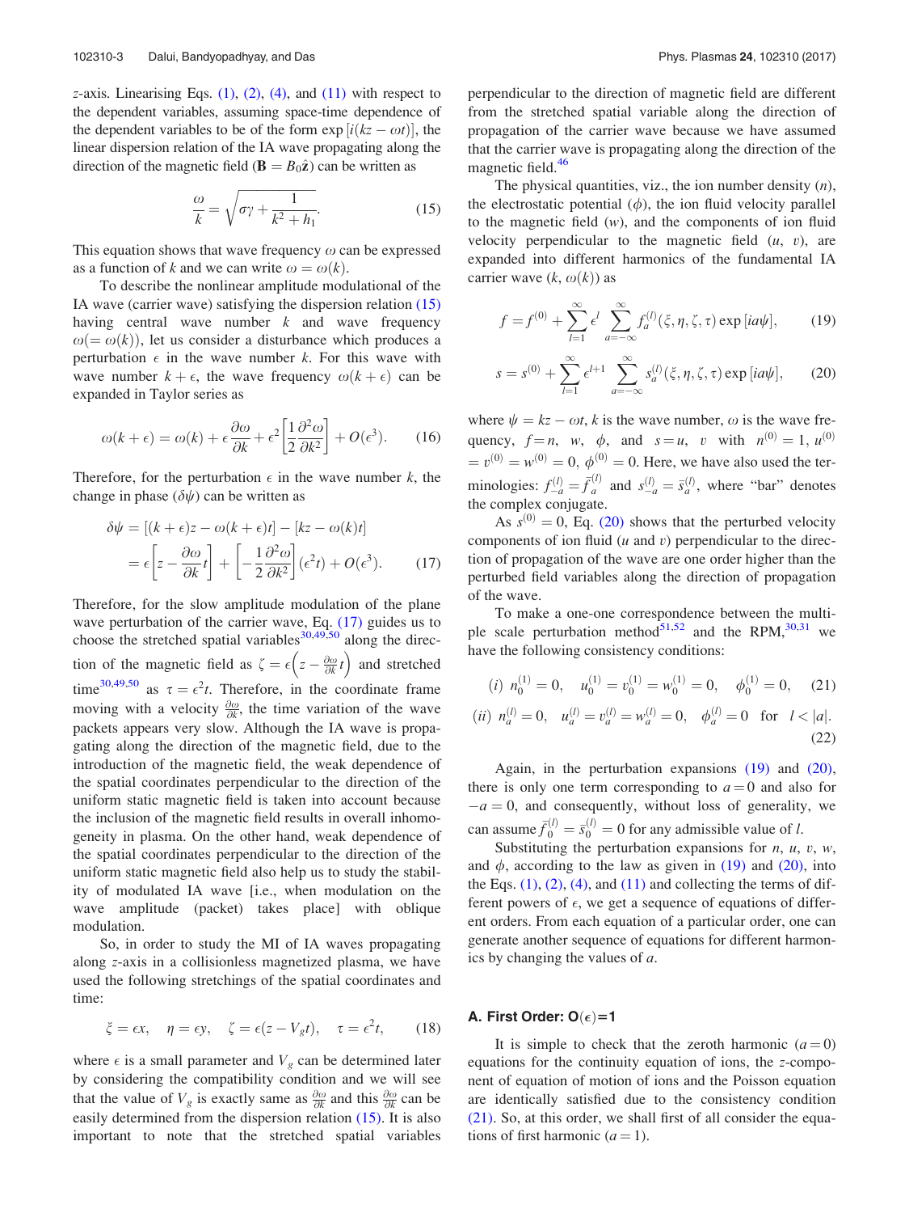$z$-axis. Linearising Eqs. (1), (2), (4), and (11) with respect to the dependent variables, assuming space-time dependence of the dependent variables to be of the form $\exp[i(kz-\omega t)]$, the linear dispersion relation of the IA wave propagating along the direction of the magnetic field ($\mathbf{B} = B_0\hat{\mathbf{z}}$) can be written as

$$\frac{\omega}{k} = \sqrt{\sigma\gamma + \frac{1}{k^2 + h_1}}. \tag{15}$$

This equation shows that wave frequency $\omega$ can be expressed as a function of $k$ and we can write $\omega = \omega(k)$.

To describe the nonlinear amplitude modulational of the IA wave (carrier wave) satisfying the dispersion relation (15) having central wave number $k$ and wave frequency $\omega(=\omega(k))$, let us consider a disturbance which produces a perturbation $\epsilon$ in the wave number $k$. For this wave with wave number $k+\epsilon$, the wave frequency $\omega(k+\epsilon)$ can be expanded in Taylor series as

$$\omega(k+\epsilon) = \omega(k) + \epsilon\frac{\partial\omega}{\partial k} + \epsilon^2\left[\frac{1}{2}\frac{\partial^2\omega}{\partial k^2}\right] + O(\epsilon^3). \tag{16}$$

Therefore, for the perturbation $\epsilon$ in the wave number $k$, the change in phase $(\delta\psi)$ can be written as

$$\begin{aligned}\delta\psi &= [(k+\epsilon)z - \omega(k+\epsilon)t] - [kz - \omega(k)t] \\ &= \epsilon\left[z - \frac{\partial\omega}{\partial k}t\right] + \left[-\frac{1}{2}\frac{\partial^2\omega}{\partial k^2}\right](\epsilon^2 t) + O(\epsilon^3).\end{aligned} \tag{17}$$

Therefore, for the slow amplitude modulation of the plane wave perturbation of the carrier wave, Eq. (17) guides us to choose the stretched spatial variables[30,49,50] along the direction of the magnetic field as $\zeta = \epsilon\left(z - \frac{\partial\omega}{\partial k}t\right)$ and stretched time[30,49,50] as $\tau = \epsilon^2 t$. Therefore, in the coordinate frame moving with a velocity $\frac{\partial\omega}{\partial k}$, the time variation of the wave packets appears very slow. Although the IA wave is propagating along the direction of the magnetic field, due to the introduction of the magnetic field, the weak dependence of the spatial coordinates perpendicular to the direction of the uniform static magnetic field is taken into account because the inclusion of the magnetic field results in overall inhomogeneity in plasma. On the other hand, weak dependence of the spatial coordinates perpendicular to the direction of the uniform static magnetic field also help us to study the stability of modulated IA wave [i.e., when modulation on the wave amplitude (packet) takes place] with oblique modulation.

So, in order to study the MI of IA waves propagating along $z$-axis in a collisionless magnetized plasma, we have used the following stretchings of the spatial coordinates and time:

$$\xi = \epsilon x, \quad \eta = \epsilon y, \quad \zeta = \epsilon(z - V_g t), \quad \tau = \epsilon^2 t, \tag{18}$$

where $\epsilon$ is a small parameter and $V_g$ can be determined later by considering the compatibility condition and we will see that the value of $V_g$ is exactly same as $\frac{\partial\omega}{\partial k}$ and this $\frac{\partial\omega}{\partial k}$ can be easily determined from the dispersion relation (15). It is also important to note that the stretched spatial variables perpendicular to the direction of magnetic field are different from the stretched spatial variable along the direction of propagation of the carrier wave because we have assumed that the carrier wave is propagating along the direction of the magnetic field.[46]

The physical quantities, viz., the ion number density ($n$), the electrostatic potential ($\phi$), the ion fluid velocity parallel to the magnetic field ($w$), and the components of ion fluid velocity perpendicular to the magnetic field ($u$, $v$), are expanded into different harmonics of the fundamental IA carrier wave ($k$, $\omega(k)$) as

$$f = f^{(0)} + \sum_{l=1}^{\infty}\epsilon^l \sum_{a=-\infty}^{\infty} f_a^{(l)}(\xi,\eta,\zeta,\tau)\exp[ia\psi], \tag{19}$$

$$s = s^{(0)} + \sum_{l=1}^{\infty}\epsilon^{l+1} \sum_{a=-\infty}^{\infty} s_a^{(l)}(\xi,\eta,\zeta,\tau)\exp[ia\psi], \tag{20}$$

where $\psi = kz - \omega t$, $k$ is the wave number, $\omega$ is the wave frequency, $f = n,\ w,\ \phi,$ and $s = u,\ v$ with $n^{(0)} = 1$, $u^{(0)} = v^{(0)} = w^{(0)} = 0$, $\phi^{(0)} = 0$. Here, we have also used the terminologies: $f_{-a}^{(l)} = \bar{f}_a^{(l)}$ and $s_{-a}^{(l)} = \bar{s}_a^{(l)}$, where "bar" denotes the complex conjugate.

As $s^{(0)} = 0$, Eq. (20) shows that the perturbed velocity components of ion fluid ($u$ and $v$) perpendicular to the direction of propagation of the wave are one order higher than the perturbed field variables along the direction of propagation of the wave.

To make a one-one correspondence between the multiple scale perturbation method[51,52] and the RPM,[30,31] we have the following consistency conditions:

$$(i)\ \ n_0^{(1)} = 0, \quad u_0^{(1)} = v_0^{(1)} = w_0^{(1)} = 0, \quad \phi_0^{(1)} = 0, \tag{21}$$

$$(ii)\ \ n_a^{(l)} = 0, \quad u_a^{(l)} = v_a^{(l)} = w_a^{(l)} = 0, \quad \phi_a^{(l)} = 0 \quad \text{for} \quad l < |a|. \tag{22}$$

Again, in the perturbation expansions (19) and (20), there is only one term corresponding to $a=0$ and also for $-a=0$, and consequently, without loss of generality, we can assume $\bar{f}_0^{(l)} = \bar{s}_0^{(l)} = 0$ for any admissible value of $l$.

Substituting the perturbation expansions for $n$, $u$, $v$, $w$, and $\phi$, according to the law as given in (19) and (20), into the Eqs. (1), (2), (4), and (11) and collecting the terms of different powers of $\epsilon$, we get a sequence of equations of different orders. From each equation of a particular order, one can generate another sequence of equations for different harmonics by changing the values of $a$.

### A. First Order: O($\epsilon$)=1

It is simple to check that the zeroth harmonic ($a=0$) equations for the continuity equation of ions, the $z$-component of equation of motion of ions and the Poisson equation are identically satisfied due to the consistency condition (21). So, at this order, we shall first of all consider the equations of first harmonic ($a=1$).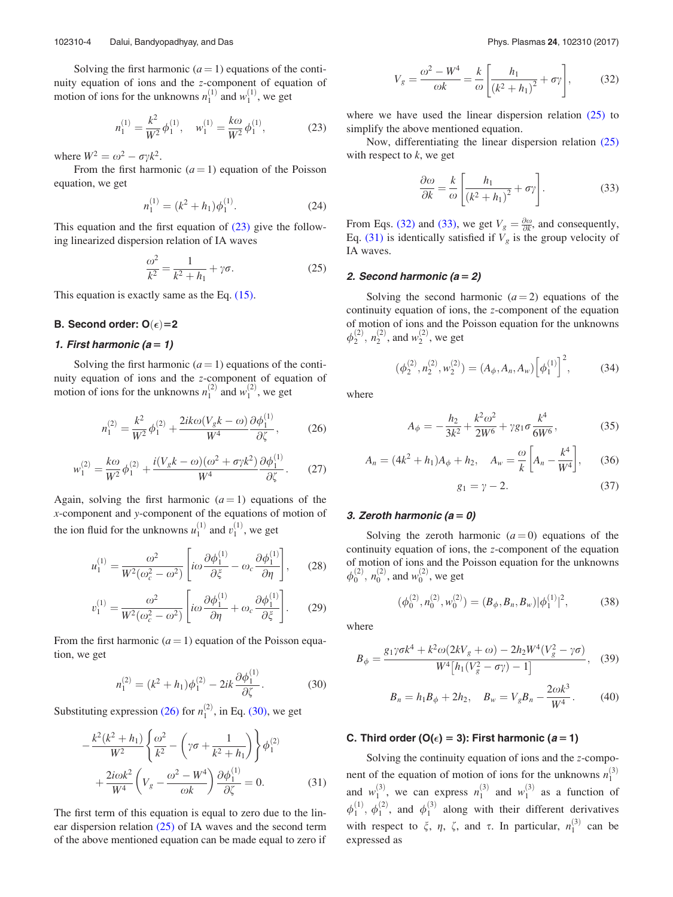Solving the first harmonic ($a=1$) equations of the continuity equation of ions and the $z$-component of equation of motion of ions for the unknowns $n_1^{(1)}$ and $w_1^{(1)}$, we get

$$n_1^{(1)} = \frac{k^2}{W^2}\phi_1^{(1)}, \quad w_1^{(1)} = \frac{k\omega}{W^2}\phi_1^{(1)}, \tag{23}$$

where $W^2 = \omega^2 - \sigma\gamma k^2$.

From the first harmonic ($a=1$) equation of the Poisson equation, we get

$$n_1^{(1)} = (k^2 + h_1)\phi_1^{(1)}. \tag{24}$$

This equation and the first equation of (23) give the following linearized dispersion relation of IA waves

$$\frac{\omega^2}{k^2} = \frac{1}{k^2 + h_1} + \gamma\sigma. \tag{25}$$

This equation is exactly same as the Eq. (15).

### B. Second order: O($\epsilon$)=2

#### 1. First harmonic (a = 1)

Solving the first harmonic ($a=1$) equations of the continuity equation of ions and the $z$-component of equation of motion of ions for the unknowns $n_1^{(2)}$ and $w_1^{(2)}$, we get

$$n_1^{(2)} = \frac{k^2}{W^2}\phi_1^{(2)} + \frac{2ik\omega(V_g k - \omega)}{W^4}\frac{\partial \phi_1^{(1)}}{\partial \zeta}, \tag{26}$$

$$w_1^{(2)} = \frac{k\omega}{W^2}\phi_1^{(2)} + \frac{i(V_g k - \omega)(\omega^2 + \sigma\gamma k^2)}{W^4}\frac{\partial \phi_1^{(1)}}{\partial \zeta}. \tag{27}$$

Again, solving the first harmonic ($a=1$) equations of the $x$-component and $y$-component of the equations of motion of the ion fluid for the unknowns $u_1^{(1)}$ and $v_1^{(1)}$, we get

$$u_1^{(1)} = \frac{\omega^2}{W^2(\omega_c^2 - \omega^2)}\left[i\omega\frac{\partial \phi_1^{(1)}}{\partial \xi} - \omega_c\frac{\partial \phi_1^{(1)}}{\partial \eta}\right], \tag{28}$$

$$v_1^{(1)} = \frac{\omega^2}{W^2(\omega_c^2 - \omega^2)}\left[i\omega\frac{\partial \phi_1^{(1)}}{\partial \eta} + \omega_c\frac{\partial \phi_1^{(1)}}{\partial \xi}\right]. \tag{29}$$

From the first harmonic ($a=1$) equation of the Poisson equation, we get

$$n_1^{(2)} = (k^2 + h_1)\phi_1^{(2)} - 2ik\frac{\partial \phi_1^{(1)}}{\partial \zeta}. \tag{30}$$

Substituting expression (26) for $n_1^{(2)}$, in Eq. (30), we get

$$-\frac{k^2(k^2 + h_1)}{W^2}\left\{\frac{\omega^2}{k^2} - \left(\gamma\sigma + \frac{1}{k^2 + h_1}\right)\right\}\phi_1^{(2)} + \frac{2i\omega k^2}{W^4}\left(V_g - \frac{\omega^2 - W^4}{\omega k}\right)\frac{\partial \phi_1^{(1)}}{\partial \zeta} = 0. \tag{31}$$

The first term of this equation is equal to zero due to the linear dispersion relation (25) of IA waves and the second term of the above mentioned equation can be made equal to zero if

$$V_g = \frac{\omega^2 - W^4}{\omega k} = \frac{k}{\omega}\left[\frac{h_1}{(k^2 + h_1)^2} + \sigma\gamma\right], \tag{32}$$

where we have used the linear dispersion relation (25) to simplify the above mentioned equation.

Now, differentiating the linear dispersion relation (25) with respect to $k$, we get

$$\frac{\partial \omega}{\partial k} = \frac{k}{\omega}\left[\frac{h_1}{(k^2 + h_1)^2} + \sigma\gamma\right]. \tag{33}$$

From Eqs. (32) and (33), we get $V_g = \frac{\partial \omega}{\partial k}$, and consequently, Eq. (31) is identically satisfied if $V_g$ is the group velocity of IA waves.

#### 2. Second harmonic (a = 2)

Solving the second harmonic ($a=2$) equations of the continuity equation of ions, the $z$-component of the equation of motion of ions and the Poisson equation for the unknowns $\phi_2^{(2)}$, $n_2^{(2)}$, and $w_2^{(2)}$, we get

$$(\phi_2^{(2)}, n_2^{(2)}, w_2^{(2)}) = (A_\phi, A_n, A_w)\left[\phi_1^{(1)}\right]^2, \tag{34}$$

where

$$A_\phi = -\frac{h_2}{3k^2} + \frac{k^2\omega^2}{2W^6} + \gamma g_1 \sigma\frac{k^4}{6W^6}, \tag{35}$$

$$A_n = (4k^2 + h_1)A_\phi + h_2, \quad A_w = \frac{\omega}{k}\left[A_n - \frac{k^4}{W^4}\right], \tag{36}$$

$$g_1 = \gamma - 2. \tag{37}$$

#### 3. Zeroth harmonic (a = 0)

Solving the zeroth harmonic ($a=0$) equations of the continuity equation of ions, the $z$-component of the equation of motion of ions and the Poisson equation for the unknowns $\phi_0^{(2)}$, $n_0^{(2)}$, and $w_0^{(2)}$, we get

$$(\phi_0^{(2)}, n_0^{(2)}, w_0^{(2)}) = (B_\phi, B_n, B_w)|\phi_1^{(1)}|^2, \tag{38}$$

where

$$B_\phi = \frac{g_1\gamma\sigma k^4 + k^2\omega(2kV_g + \omega) - 2h_2 W^4(V_g^2 - \gamma\sigma)}{W^4\left[h_1(V_g^2 - \sigma\gamma) - 1\right]}, \tag{39}$$

$$B_n = h_1 B_\phi + 2h_2, \quad B_w = V_g B_n - \frac{2\omega k^3}{W^4}. \tag{40}$$

### C. Third order (O($\epsilon$) = 3): First harmonic (a = 1)

Solving the continuity equation of ions and the $z$-component of the equation of motion of ions for the unknowns $n_1^{(3)}$ and $w_1^{(3)}$, we can express $n_1^{(3)}$ and $w_1^{(3)}$ as a function of $\phi_1^{(1)}$, $\phi_1^{(2)}$, and $\phi_1^{(3)}$ along with their different derivatives with respect to $\xi$, $\eta$, $\zeta$, and $\tau$. In particular, $n_1^{(3)}$ can be expressed as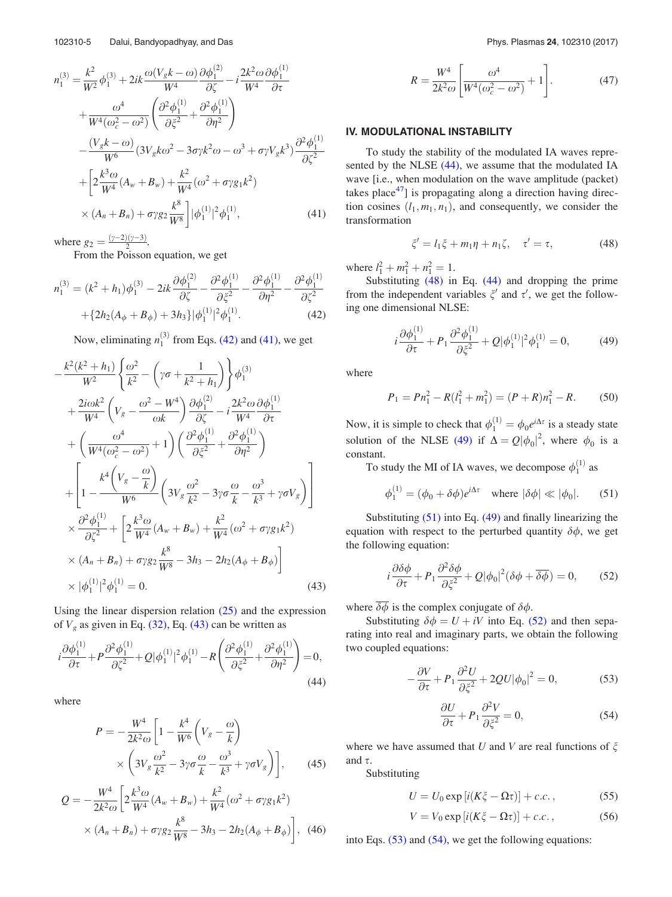$$n_1^{(3)} = \frac{k^2}{W^2}\phi_1^{(3)} + 2ik\frac{\omega(V_g k-\omega)}{W^4}\frac{\partial \phi_1^{(2)}}{\partial \zeta} - i\frac{2k^2\omega}{W^4}\frac{\partial \phi_1^{(1)}}{\partial \tau} + \frac{\omega^4}{W^4(\omega_c^2-\omega^2)}\left(\frac{\partial^2 \phi_1^{(1)}}{\partial \xi^2}+\frac{\partial^2 \phi_1^{(1)}}{\partial \eta^2}\right) - \frac{(V_g k-\omega)}{W^6}(3V_g k\omega^2 - 3\sigma\gamma k^2\omega - \omega^3 + \sigma\gamma V_g k^3)\frac{\partial^2 \phi_1^{(1)}}{\partial \zeta^2} + \left[2\frac{k^3\omega}{W^4}(A_w+B_w) + \frac{k^2}{W^4}(\omega^2+\sigma\gamma g_1 k^2) \times (A_n+B_n) + \sigma\gamma g_2\frac{k^8}{W^8}\right]|\phi_1^{(1)}|^2\phi_1^{(1)}, \tag{41}$$

where $g_2 = \frac{(\gamma-2)(\gamma-3)}{2}$.

From the Poisson equation, we get

$$n_1^{(3)} = (k^2+h_1)\phi_1^{(3)} - 2ik\frac{\partial \phi_1^{(2)}}{\partial \zeta} - \frac{\partial^2 \phi_1^{(1)}}{\partial \xi^2} - \frac{\partial^2 \phi_1^{(1)}}{\partial \eta^2} - \frac{\partial^2 \phi_1^{(1)}}{\partial \zeta^2} + \{2h_2(A_\phi+B_\phi)+3h_3\}|\phi_1^{(1)}|^2\phi_1^{(1)}. \tag{42}$$

Now, eliminating $n_1^{(3)}$ from Eqs. (42) and (41), we get

$$-\frac{k^2(k^2+h_1)}{W^2}\left\{\frac{\omega^2}{k^2} - \left(\gamma\sigma + \frac{1}{k^2+h_1}\right)\right\}\phi_1^{(3)} + \frac{2i\omega k^2}{W^4}\left(V_g - \frac{\omega^2-W^4}{\omega k}\right)\frac{\partial \phi_1^{(2)}}{\partial \zeta} - i\frac{2k^2\omega}{W^4}\frac{\partial \phi_1^{(1)}}{\partial \tau} + \left(\frac{\omega^4}{W^4(\omega_c^2-\omega^2)}+1\right)\left(\frac{\partial^2 \phi_1^{(1)}}{\partial \xi^2}+\frac{\partial^2 \phi_1^{(1)}}{\partial \eta^2}\right) + \left[1 - \frac{k^4\left(V_g-\frac{\omega}{k}\right)}{W^6}\left(3V_g\frac{\omega^2}{k^2} - 3\gamma\sigma\frac{\omega}{k} - \frac{\omega^3}{k^3} + \gamma\sigma V_g\right)\right]\frac{\partial^2 \phi_1^{(1)}}{\partial \zeta^2} + \left[2\frac{k^3\omega}{W^4}(A_w+B_w) + \frac{k^2}{W^4}(\omega^2+\sigma\gamma g_1 k^2) \times (A_n+B_n) + \sigma\gamma g_2\frac{k^8}{W^8} - 3h_3 - 2h_2(A_\phi+B_\phi)\right] \times |\phi_1^{(1)}|^2\phi_1^{(1)} = 0. \tag{43}$$

Using the linear dispersion relation (25) and the expression of $V_g$ as given in Eq. (32), Eq. (43) can be written as

$$i\frac{\partial \phi_1^{(1)}}{\partial \tau} + P\frac{\partial^2 \phi_1^{(1)}}{\partial \zeta^2} + Q|\phi_1^{(1)}|^2\phi_1^{(1)} - R\left(\frac{\partial^2 \phi_1^{(1)}}{\partial \xi^2}+\frac{\partial^2 \phi_1^{(1)}}{\partial \eta^2}\right) = 0, \tag{44}$$

where

$$P = -\frac{W^4}{2k^2\omega}\left[1 - \frac{k^4}{W^6}\left(V_g - \frac{\omega}{k}\right) \times \left(3V_g\frac{\omega^2}{k^2} - 3\gamma\sigma\frac{\omega}{k} - \frac{\omega^3}{k^3} + \gamma\sigma V_g\right)\right], \tag{45}$$

$$Q = -\frac{W^4}{2k^2\omega}\left[2\frac{k^3\omega}{W^4}(A_w+B_w) + \frac{k^2}{W^4}(\omega^2+\sigma\gamma g_1 k^2) \times (A_n+B_n) + \sigma\gamma g_2\frac{k^8}{W^8} - 3h_3 - 2h_2(A_\phi+B_\phi)\right], \tag{46}$$

$$R = \frac{W^4}{2k^2\omega}\left[\frac{\omega^4}{W^4(\omega_c^2-\omega^2)}+1\right]. \tag{47}$$

## IV. MODULATIONAL INSTABILITY

To study the stability of the modulated IA waves represented by the NLSE (44), we assume that the modulated IA wave [i.e., when modulation on the wave amplitude (packet) takes place[47]] is propagating along a direction having direction cosines $(l_1, m_1, n_1)$, and consequently, we consider the transformation

$$\xi' = l_1\xi + m_1\eta + n_1\zeta, \quad \tau' = \tau, \tag{48}$$

where $l_1^2 + m_1^2 + n_1^2 = 1$.

Substituting (48) in Eq. (44) and dropping the prime from the independent variables $\xi'$ and $\tau'$, we get the following one dimensional NLSE:

$$i\frac{\partial \phi_1^{(1)}}{\partial \tau} + P_1\frac{\partial^2 \phi_1^{(1)}}{\partial \xi^2} + Q|\phi_1^{(1)}|^2\phi_1^{(1)} = 0, \tag{49}$$

where

$$P_1 = Pn_1^2 - R(l_1^2+m_1^2) = (P+R)n_1^2 - R. \tag{50}$$

Now, it is simple to check that $\phi_1^{(1)} = \phi_0 e^{i\Delta\tau}$ is a steady state solution of the NLSE (49) if $\Delta = Q|\phi_0|^2$, where $\phi_0$ is a constant.

To study the MI of IA waves, we decompose $\phi_1^{(1)}$ as

$$\phi_1^{(1)} = (\phi_0 + \delta\phi)e^{i\Delta\tau} \quad \text{where } |\delta\phi| \ll |\phi_0|. \tag{51}$$

Substituting (51) into Eq. (49) and finally linearizing the equation with respect to the perturbed quantity $\delta\phi$, we get the following equation:

$$i\frac{\partial \delta\phi}{\partial \tau} + P_1\frac{\partial^2 \delta\phi}{\partial \xi^2} + Q|\phi_0|^2(\delta\phi + \overline{\delta\phi}) = 0, \tag{52}$$

where $\overline{\delta\phi}$ is the complex conjugate of $\delta\phi$.

Substituting $\delta\phi = U + iV$ into Eq. (52) and then separating into real and imaginary parts, we obtain the following two coupled equations:

$$-\frac{\partial V}{\partial \tau} + P_1\frac{\partial^2 U}{\partial \xi^2} + 2QU|\phi_0|^2 = 0, \tag{53}$$

$$\frac{\partial U}{\partial \tau} + P_1\frac{\partial^2 V}{\partial \xi^2} = 0, \tag{54}$$

where we have assumed that $U$ and $V$ are real functions of $\xi$ and $\tau$.

Substituting

$$U = U_0 \exp[i(K\xi - \Omega\tau)] + c.c., \tag{55}$$

$$V = V_0 \exp[i(K\xi - \Omega\tau)] + c.c., \tag{56}$$

into Eqs. (53) and (54), we get the following equations: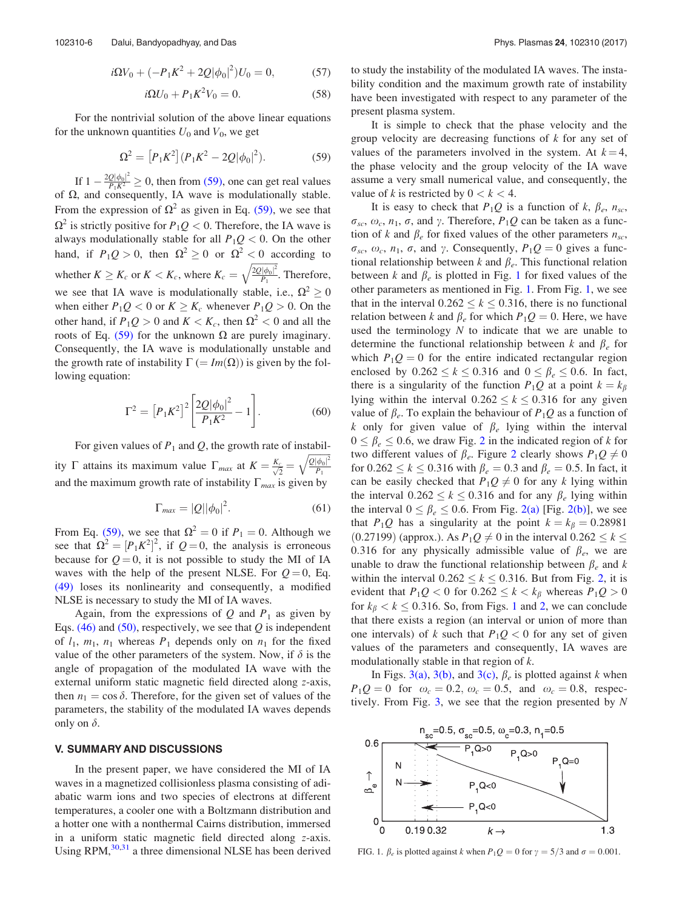$$i\Omega V_0 + (-P_1K^2 + 2Q|\phi_0|^2)U_0 = 0, \tag{57}$$

$$i\Omega U_0 + P_1K^2V_0 = 0. \tag{58}$$

For the nontrivial solution of the above linear equations for the unknown quantities $U_0$ and $V_0$, we get

$$\Omega^2 = \left[P_1K^2\right](P_1K^2 - 2Q|\phi_0|^2). \tag{59}$$

If $1 - \frac{2Q|\phi_0|^2}{P_1K^2} \geq 0$, then from (59), one can get real values of $\Omega$, and consequently, IA wave is modulationally stable. From the expression of $\Omega^2$ as given in Eq. (59), we see that $\Omega^2$ is strictly positive for $P_1Q < 0$. Therefore, the IA wave is always modulationally stable for all $P_1Q < 0$. On the other hand, if $P_1Q > 0$, then $\Omega^2 \geq 0$ or $\Omega^2 < 0$ according to whether $K \geq K_c$ or $K < K_c$, where $K_c = \sqrt{\frac{2Q|\phi_0|^2}{P_1}}$. Therefore, we see that IA wave is modulationally stable, i.e., $\Omega^2 \geq 0$ when either $P_1Q < 0$ or $K \geq K_c$ whenever $P_1Q > 0$. On the other hand, if $P_1Q > 0$ and $K < K_c$, then $\Omega^2 < 0$ and all the roots of Eq. (59) for the unknown $\Omega$ are purely imaginary. Consequently, the IA wave is modulationally unstable and the growth rate of instability $\Gamma\ (= Im(\Omega))$ is given by the following equation:

$$\Gamma^2 = \left[P_1K^2\right]^2 \left[\frac{2Q|\phi_0|^2}{P_1K^2} - 1\right]. \tag{60}$$

For given values of $P_1$ and $Q$, the growth rate of instability $\Gamma$ attains its maximum value $\Gamma_{max}$ at $K = \frac{K_c}{\sqrt{2}} = \sqrt{\frac{Q|\phi_0|^2}{P_1}}$ and the maximum growth rate of instability $\Gamma_{max}$ is given by

$$\Gamma_{max} = |Q||\phi_0|^2. \tag{61}$$

From Eq. (59), we see that $\Omega^2 = 0$ if $P_1 = 0$. Although we see that $\Omega^2 = [P_1K^2]^2$, if $Q = 0$, the analysis is erroneous because for $Q = 0$, it is not possible to study the MI of IA waves with the help of the present NLSE. For $Q = 0$, Eq. (49) loses its nonlinearity and consequently, a modified NLSE is necessary to study the MI of IA waves.

Again, from the expressions of $Q$ and $P_1$ as given by Eqs. (46) and (50), respectively, we see that $Q$ is independent of $l_1$, $m_1$, $n_1$ whereas $P_1$ depends only on $n_1$ for the fixed value of the other parameters of the system. Now, if $\delta$ is the angle of propagation of the modulated IA wave with the external uniform static magnetic field directed along $z$-axis, then $n_1 = \cos\delta$. Therefore, for the given set of values of the parameters, the stability of the modulated IA waves depends only on $\delta$.

## V. SUMMARY AND DISCUSSIONS

In the present paper, we have considered the MI of IA waves in a magnetized collisionless plasma consisting of adiabatic warm ions and two species of electrons at different temperatures, a cooler one with a Boltzmann distribution and a hotter one with a nonthermal Cairns distribution, immersed in a uniform static magnetic field directed along $z$-axis. Using RPM,[30,31] a three dimensional NLSE has been derived to study the instability of the modulated IA waves. The instability condition and the maximum growth rate of instability have been investigated with respect to any parameter of the present plasma system.

It is simple to check that the phase velocity and the group velocity are decreasing functions of $k$ for any set of values of the parameters involved in the system. At $k = 4$, the phase velocity and the group velocity of the IA wave assume a very small numerical value, and consequently, the value of $k$ is restricted by $0 < k < 4$.

It is easy to check that $P_1Q$ is a function of $k$, $\beta_e$, $n_{sc}$, $\sigma_{sc}$, $\omega_c$, $n_1$, $\sigma$, and $\gamma$. Therefore, $P_1Q$ can be taken as a function of $k$ and $\beta_e$ for fixed values of the other parameters $n_{sc}$, $\sigma_{sc}$, $\omega_c$, $n_1$, $\sigma$, and $\gamma$. Consequently, $P_1Q = 0$ gives a functional relationship between $k$ and $\beta_e$. This functional relation between $k$ and $\beta_e$ is plotted in Fig. 1 for fixed values of the other parameters as mentioned in Fig. 1. From Fig. 1, we see that in the interval $0.262 \leq k \leq 0.316$, there is no functional relation between $k$ and $\beta_e$ for which $P_1Q = 0$. Here, we have used the terminology $N$ to indicate that we are unable to determine the functional relationship between $k$ and $\beta_e$ for which $P_1Q = 0$ for the entire indicated rectangular region enclosed by $0.262 \leq k \leq 0.316$ and $0 \leq \beta_e \leq 0.6$. In fact, there is a singularity of the function $P_1Q$ at a point $k = k_\beta$ lying within the interval $0.262 \leq k \leq 0.316$ for any given value of $\beta_e$. To explain the behaviour of $P_1Q$ as a function of $k$ only for given value of $\beta_e$ lying within the interval $0 \leq \beta_e \leq 0.6$, we draw Fig. 2 in the indicated region of $k$ for two different values of $\beta_e$. Figure 2 clearly shows $P_1Q \neq 0$ for $0.262 \leq k \leq 0.316$ with $\beta_e = 0.3$ and $\beta_e = 0.5$. In fact, it can be easily checked that $P_1Q \neq 0$ for any $k$ lying within the interval $0.262 \leq k \leq 0.316$ and for any $\beta_e$ lying within the interval $0 \leq \beta_e \leq 0.6$. From Fig. 2(a) [Fig. 2(b)], we see that $P_1Q$ has a singularity at the point $k = k_\beta = 0.28981$ (0.27199) (approx.). As $P_1Q \neq 0$ in the interval $0.262 \leq k \leq 0.316$ for any physically admissible value of $\beta_e$, we are unable to draw the functional relationship between $\beta_e$ and $k$ within the interval $0.262 \leq k \leq 0.316$. But from Fig. 2, it is evident that $P_1Q < 0$ for $0.262 \leq k < k_\beta$ whereas $P_1Q > 0$ for $k_\beta < k \leq 0.316$. So, from Figs. 1 and 2, we can conclude that there exists a region (an interval or union of more than one intervals) of $k$ such that $P_1Q < 0$ for any set of given values of the parameters and consequently, IA waves are modulationally stable in that region of $k$.

In Figs. 3(a), 3(b), and 3(c), $\beta_e$ is plotted against $k$ when $P_1Q = 0$ for $\omega_c = 0.2$, $\omega_c = 0.5$, and $\omega_c = 0.8$, respectively. From Fig. 3, we see that the region presented by $N$

FIG. 1. $\beta_e$ is plotted against $k$ when $P_1Q = 0$ for $\gamma = 5/3$ and $\sigma = 0.001$.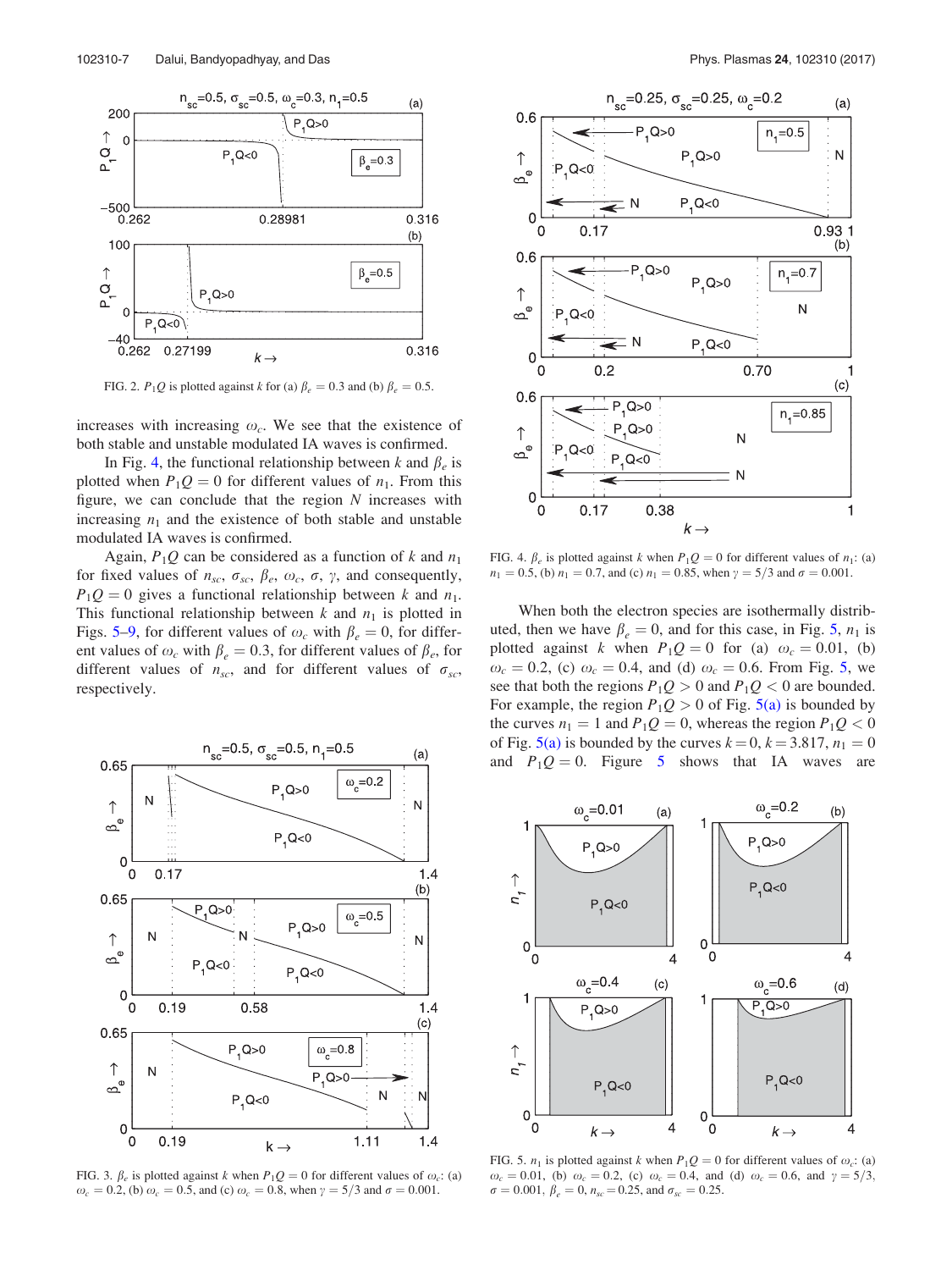FIG. 2. $P_1Q$ is plotted against $k$ for (a) $\beta_e = 0.3$ and (b) $\beta_e = 0.5$.

increases with increasing $\omega_c$. We see that the existence of both stable and unstable modulated IA waves is confirmed.

In Fig. 4, the functional relationship between $k$ and $\beta_e$ is plotted when $P_1Q = 0$ for different values of $n_1$. From this figure, we can conclude that the region $N$ increases with increasing $n_1$ and the existence of both stable and unstable modulated IA waves is confirmed.

Again, $P_1Q$ can be considered as a function of $k$ and $n_1$ for fixed values of $n_{sc}$, $\sigma_{sc}$, $\beta_e$, $\omega_c$, $\sigma$, $\gamma$, and consequently, $P_1Q = 0$ gives a functional relationship between $k$ and $n_1$. This functional relationship between $k$ and $n_1$ is plotted in Figs. 5–9, for different values of $\omega_c$ with $\beta_e = 0$, for different values of $\omega_c$ with $\beta_e = 0.3$, for different values of $\beta_e$, for different values of $n_{sc}$, and for different values of $\sigma_{sc}$, respectively.

FIG. 3. $\beta_e$ is plotted against $k$ when $P_1Q = 0$ for different values of $\omega_c$: (a) $\omega_c = 0.2$, (b) $\omega_c = 0.5$, and (c) $\omega_c = 0.8$, when $\gamma = 5/3$ and $\sigma = 0.001$.

FIG. 4. $\beta_e$ is plotted against $k$ when $P_1Q = 0$ for different values of $n_1$: (a) $n_1 = 0.5$, (b) $n_1 = 0.7$, and (c) $n_1 = 0.85$, when $\gamma = 5/3$ and $\sigma = 0.001$.

When both the electron species are isothermally distributed, then we have $\beta_e = 0$, and for this case, in Fig. 5, $n_1$ is plotted against $k$ when $P_1Q = 0$ for (a) $\omega_c = 0.01$, (b) $\omega_c = 0.2$, (c) $\omega_c = 0.4$, and (d) $\omega_c = 0.6$. From Fig. 5, we see that both the regions $P_1Q > 0$ and $P_1Q < 0$ are bounded. For example, the region $P_1Q > 0$ of Fig. 5(a) is bounded by the curves $n_1 = 1$ and $P_1Q = 0$, whereas the region $P_1Q < 0$ of Fig. 5(a) is bounded by the curves $k = 0$, $k = 3.817$, $n_1 = 0$ and $P_1Q = 0$. Figure 5 shows that IA waves are

FIG. 5. $n_1$ is plotted against $k$ when $P_1Q = 0$ for different values of $\omega_c$: (a) $\omega_c = 0.01$, (b) $\omega_c = 0.2$, (c) $\omega_c = 0.4$, and (d) $\omega_c = 0.6$, and $\gamma = 5/3$, $\sigma = 0.001$, $\beta_e = 0$, $n_{sc} = 0.25$, and $\sigma_{sc} = 0.25$.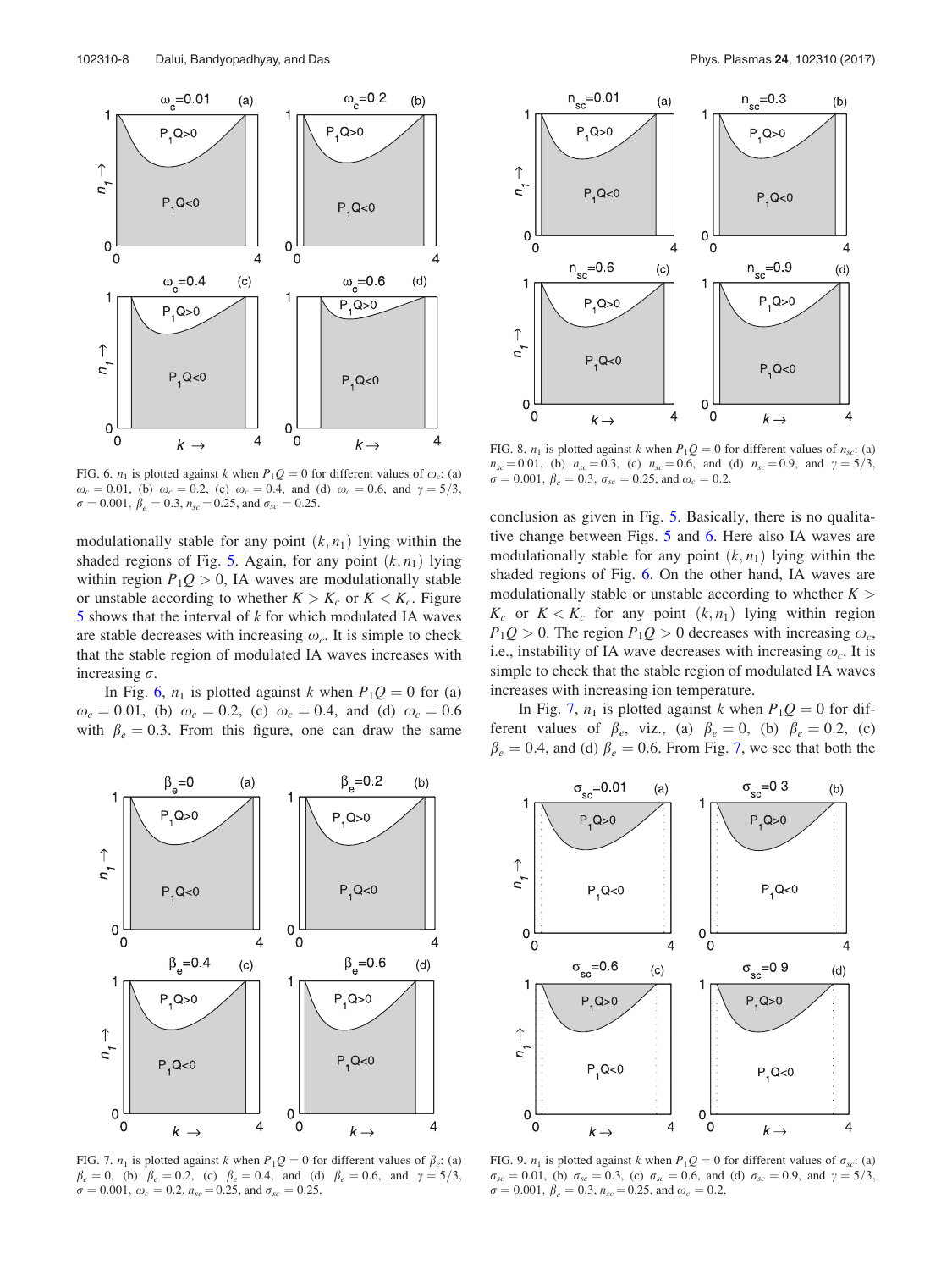FIG. 6. $n_1$ is plotted against $k$ when $P_1Q = 0$ for different values of $\omega_c$: (a) $\omega_c = 0.01$, (b) $\omega_c = 0.2$, (c) $\omega_c = 0.4$, and (d) $\omega_c = 0.6$, and $\gamma = 5/3$, $\sigma = 0.001$, $\beta_e = 0.3$, $n_{sc} = 0.25$, and $\sigma_{sc} = 0.25$.

modulationally stable for any point $(k, n_1)$ lying within the shaded regions of Fig. 5. Again, for any point $(k, n_1)$ lying within region $P_1Q > 0$, IA waves are modulationally stable or unstable according to whether $K > K_c$ or $K < K_c$. Figure 5 shows that the interval of $k$ for which modulated IA waves are stable decreases with increasing $\omega_c$. It is simple to check that the stable region of modulated IA waves increases with increasing $\sigma$.

In Fig. 6, $n_1$ is plotted against $k$ when $P_1Q = 0$ for (a) $\omega_c = 0.01$, (b) $\omega_c = 0.2$, (c) $\omega_c = 0.4$, and (d) $\omega_c = 0.6$ with $\beta_e = 0.3$. From this figure, one can draw the same conclusion as given in Fig. 5. Basically, there is no qualitative change between Figs. 5 and 6. Here also IA waves are modulationally stable for any point $(k, n_1)$ lying within the shaded regions of Fig. 6. On the other hand, IA waves are modulationally stable or unstable according to whether $K > K_c$ or $K < K_c$ for any point $(k, n_1)$ lying within region $P_1Q > 0$. The region $P_1Q > 0$ decreases with increasing $\omega_c$, i.e., instability of IA wave decreases with increasing $\omega_c$. It is simple to check that the stable region of modulated IA waves increases with increasing ion temperature.

In Fig. 7, $n_1$ is plotted against $k$ when $P_1Q = 0$ for different values of $\beta_e$, viz., (a) $\beta_e = 0$, (b) $\beta_e = 0.2$, (c) $\beta_e = 0.4$, and (d) $\beta_e = 0.6$. From Fig. 7, we see that both the

FIG. 8. $n_1$ is plotted against $k$ when $P_1Q = 0$ for different values of $n_{sc}$: (a) $n_{sc} = 0.01$, (b) $n_{sc} = 0.3$, (c) $n_{sc} = 0.6$, and (d) $n_{sc} = 0.9$, and $\gamma = 5/3$, $\sigma = 0.001$, $\beta_e = 0.3$, $\sigma_{sc} = 0.25$, and $\omega_c = 0.2$.

FIG. 7. $n_1$ is plotted against $k$ when $P_1Q = 0$ for different values of $\beta_e$: (a) $\beta_e = 0$, (b) $\beta_e = 0.2$, (c) $\beta_e = 0.4$, and (d) $\beta_e = 0.6$, and $\gamma = 5/3$, $\sigma = 0.001$, $\omega_c = 0.2$, $n_{sc} = 0.25$, and $\sigma_{sc} = 0.25$.

FIG. 9. $n_1$ is plotted against $k$ when $P_1Q = 0$ for different values of $\sigma_{sc}$: (a) $\sigma_{sc} = 0.01$, (b) $\sigma_{sc} = 0.3$, (c) $\sigma_{sc} = 0.6$, and (d) $\sigma_{sc} = 0.9$, and $\gamma = 5/3$, $\sigma = 0.001$, $\beta_e = 0.3$, $n_{sc} = 0.25$, and $\omega_c = 0.2$.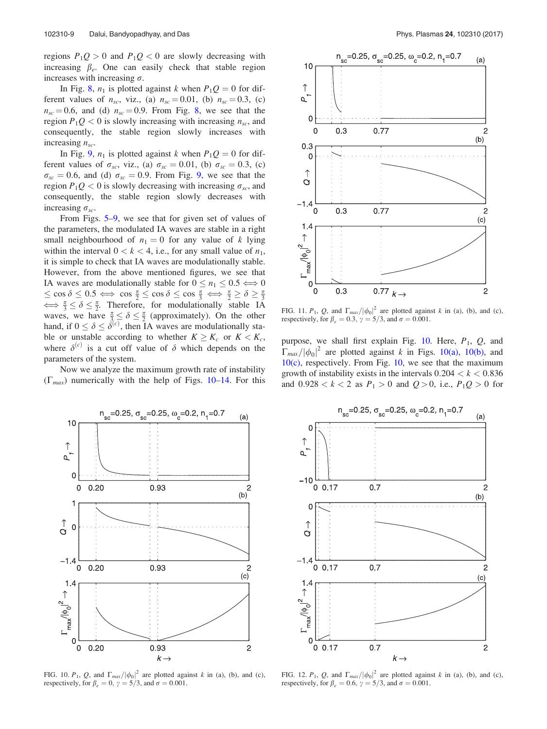regions $P_1Q > 0$ and $P_1Q < 0$ are slowly decreasing with increasing $\beta_e$. One can easily check that stable region increases with increasing $\sigma$.

In Fig. 8, $n_1$ is plotted against $k$ when $P_1Q = 0$ for different values of $n_{sc}$, viz., (a) $n_{sc} = 0.01$, (b) $n_{sc} = 0.3$, (c) $n_{sc} = 0.6$, and (d) $n_{sc} = 0.9$. From Fig. 8, we see that the region $P_1Q < 0$ is slowly increasing with increasing $n_{sc}$, and consequently, the stable region slowly increases with increasing $n_{sc}$.

In Fig. 9, $n_1$ is plotted against $k$ when $P_1Q = 0$ for different values of $\sigma_{sc}$, viz., (a) $\sigma_{sc} = 0.01$, (b) $\sigma_{sc} = 0.3$, (c) $\sigma_{sc} = 0.6$, and (d) $\sigma_{sc} = 0.9$. From Fig. 9, we see that the region $P_1Q < 0$ is slowly decreasing with increasing $\sigma_{sc}$, and consequently, the stable region slowly decreases with increasing $\sigma_{sc}$.

From Figs. 5–9, we see that for given set of values of the parameters, the modulated IA waves are stable in a right small neighbourhood of $n_1 = 0$ for any value of $k$ lying within the interval $0 < k < 4$, i.e., for any small value of $n_1$, it is simple to check that IA waves are modulationally stable. However, from the above mentioned figures, we see that IA waves are modulationally stable for $0 \leq n_1 \leq 0.5 \Longleftrightarrow 0 \leq \cos\delta \leq 0.5 \Longleftrightarrow \cos\frac{\pi}{2} \leq \cos\delta \leq \cos\frac{\pi}{3} \Longleftrightarrow \frac{\pi}{2} \geq \delta \geq \frac{\pi}{3} \Longleftrightarrow \frac{\pi}{3} \leq \delta \leq \frac{\pi}{2}$. Therefore, for modulationally stable IA waves, we have $\frac{\pi}{3} \leq \delta \leq \frac{\pi}{2}$ (approximately). On the other hand, if $0 \leq \delta \leq \delta^{(c)}$, then IA waves are modulationally stable or unstable according to whether $K \geq K_c$ or $K < K_c$, where $\delta^{(c)}$ is a cut off value of $\delta$ which depends on the parameters of the system.

Now we analyze the maximum growth rate of instability ($\Gamma_{max}$) numerically with the help of Figs. 10–14. For this purpose, we shall first explain Fig. 10. Here, $P_1$, $Q$, and $\Gamma_{max}/|\phi_0|^2$ are plotted against $k$ in Figs. 10(a), 10(b), and 10(c), respectively. From Fig. 10, we see that the maximum growth of instability exists in the intervals $0.204 < k < 0.836$ and $0.928 < k < 2$ as $P_1 > 0$ and $Q > 0$, i.e., $P_1Q > 0$ for

FIG. 10. $P_1$, $Q$, and $\Gamma_{max}/|\phi_0|^2$ are plotted against $k$ in (a), (b), and (c), respectively, for $\beta_e = 0$, $\gamma = 5/3$, and $\sigma = 0.001$.

FIG. 11. $P_1$, $Q$, and $\Gamma_{max}/|\phi_0|^2$ are plotted against $k$ in (a), (b), and (c), respectively, for $\beta_e = 0.3$, $\gamma = 5/3$, and $\sigma = 0.001$.

FIG. 12. $P_1$, $Q$, and $\Gamma_{max}/|\phi_0|^2$ are plotted against $k$ in (a), (b), and (c), respectively, for $\beta_e = 0.6$, $\gamma = 5/3$, and $\sigma = 0.001$.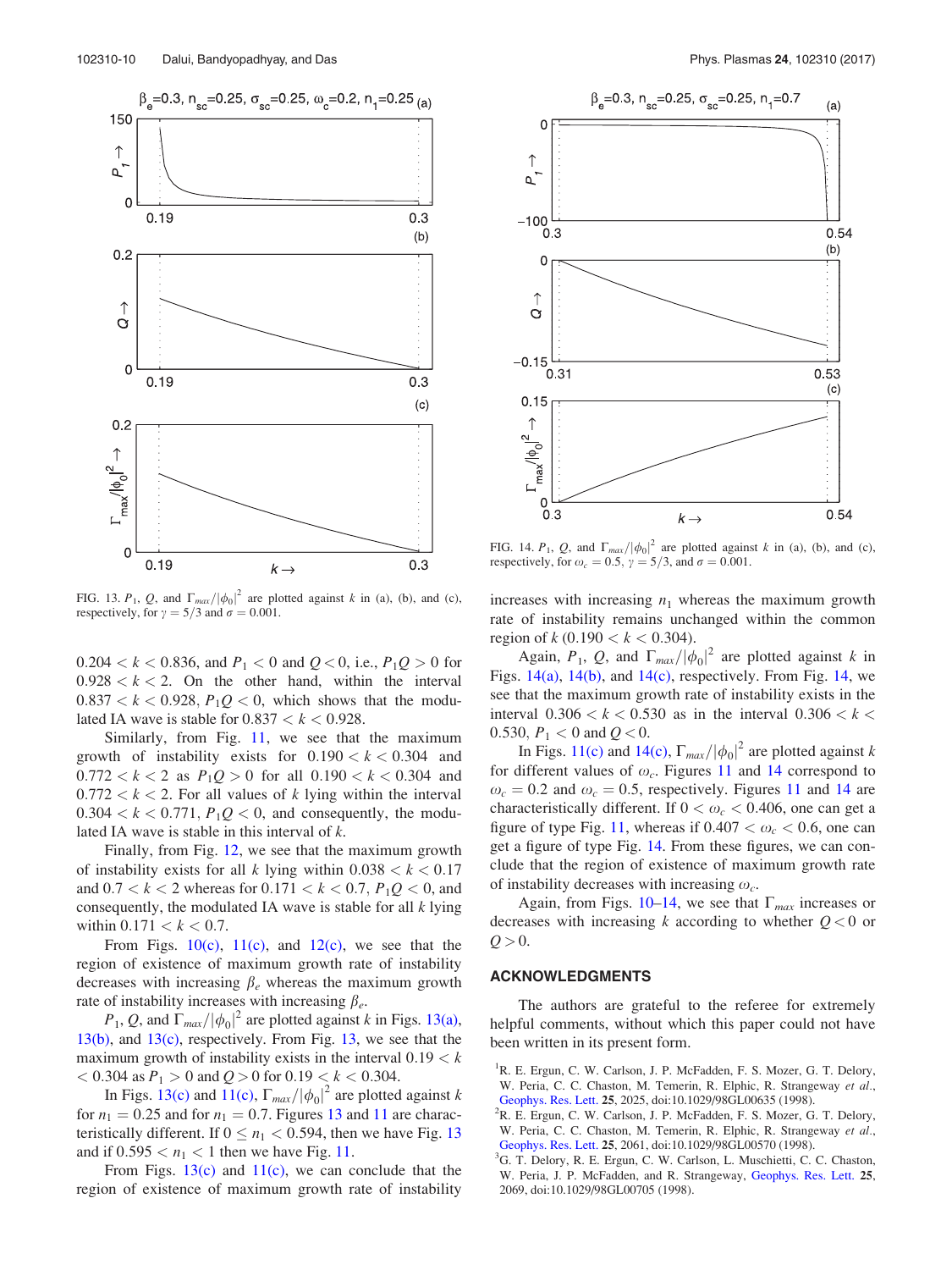FIG. 13. $P_1$, $Q$, and $\Gamma_{max}/|\phi_0|^2$ are plotted against $k$ in (a), (b), and (c), respectively, for $\gamma = 5/3$ and $\sigma = 0.001$.

$0.204 < k < 0.836$, and $P_1 < 0$ and $Q < 0$, i.e., $P_1 Q > 0$ for $0.928 < k < 2$. On the other hand, within the interval $0.837 < k < 0.928$, $P_1 Q < 0$, which shows that the modulated IA wave is stable for $0.837 < k < 0.928$.

Similarly, from Fig. 11, we see that the maximum growth of instability exists for $0.190 < k < 0.304$ and $0.772 < k < 2$ as $P_1 Q > 0$ for all $0.190 < k < 0.304$ and $0.772 < k < 2$. For all values of $k$ lying within the interval $0.304 < k < 0.771$, $P_1 Q < 0$, and consequently, the modulated IA wave is stable in this interval of $k$.

Finally, from Fig. 12, we see that the maximum growth of instability exists for all $k$ lying within $0.038 < k < 0.17$ and $0.7 < k < 2$ whereas for $0.171 < k < 0.7$, $P_1 Q < 0$, and consequently, the modulated IA wave is stable for all $k$ lying within $0.171 < k < 0.7$.

From Figs. 10(c), 11(c), and 12(c), we see that the region of existence of maximum growth rate of instability decreases with increasing $\beta_e$ whereas the maximum growth rate of instability increases with increasing $\beta_e$.

$P_1$, $Q$, and $\Gamma_{max}/|\phi_0|^2$ are plotted against $k$ in Figs. 13(a), 13(b), and 13(c), respectively. From Fig. 13, we see that the maximum growth of instability exists in the interval $0.19 < k < 0.304$ as $P_1 > 0$ and $Q > 0$ for $0.19 < k < 0.304$.

In Figs. 13(c) and 11(c), $\Gamma_{max}/|\phi_0|^2$ are plotted against $k$ for $n_1 = 0.25$ and for $n_1 = 0.7$. Figures 13 and 11 are characteristically different. If $0 \leq n_1 < 0.594$, then we have Fig. 13 and if $0.595 < n_1 < 1$ then we have Fig. 11.

From Figs. 13(c) and 11(c), we can conclude that the region of existence of maximum growth rate of instability increases with increasing $n_1$ whereas the maximum growth rate of instability remains unchanged within the common region of $k$ ($0.190 < k < 0.304$).

FIG. 14. $P_1$, $Q$, and $\Gamma_{max}/|\phi_0|^2$ are plotted against $k$ in (a), (b), and (c), respectively, for $\omega_c = 0.5$, $\gamma = 5/3$, and $\sigma = 0.001$.

Again, $P_1$, $Q$, and $\Gamma_{max}/|\phi_0|^2$ are plotted against $k$ in Figs. 14(a), 14(b), and 14(c), respectively. From Fig. 14, we see that the maximum growth rate of instability exists in the interval $0.306 < k < 0.530$ as in the interval $0.306 < k < 0.530$, $P_1 < 0$ and $Q < 0$.

In Figs. 11(c) and 14(c), $\Gamma_{max}/|\phi_0|^2$ are plotted against $k$ for different values of $\omega_c$. Figures 11 and 14 correspond to $\omega_c = 0.2$ and $\omega_c = 0.5$, respectively. Figures 11 and 14 are characteristically different. If $0 < \omega_c < 0.406$, one can get a figure of type Fig. 11, whereas if $0.407 < \omega_c < 0.6$, one can get a figure of type Fig. 14. From these figures, we can conclude that the region of existence of maximum growth rate of instability decreases with increasing $\omega_c$.

Again, from Figs. 10–14, we see that $\Gamma_{max}$ increases or decreases with increasing $k$ according to whether $Q < 0$ or $Q > 0$.

## ACKNOWLEDGMENTS

The authors are grateful to the referee for extremely helpful comments, without which this paper could not have been written in its present form.

[1] R. E. Ergun, C. W. Carlson, J. P. McFadden, F. S. Mozer, G. T. Delory, W. Peria, C. C. Chaston, M. Temerin, R. Elphic, R. Strangeway *et al.*, Geophys. Res. Lett. **25**, 2025, doi:10.1029/98GL00635 (1998).

[2] R. E. Ergun, C. W. Carlson, J. P. McFadden, F. S. Mozer, G. T. Delory, W. Peria, C. C. Chaston, M. Temerin, R. Elphic, R. Strangeway *et al.*, Geophys. Res. Lett. **25**, 2061, doi:10.1029/98GL00570 (1998).

[3] G. T. Delory, R. E. Ergun, C. W. Carlson, L. Muschietti, C. C. Chaston, W. Peria, J. P. McFadden, and R. Strangeway, Geophys. Res. Lett. **25**, 2069, doi:10.1029/98GL00705 (1998).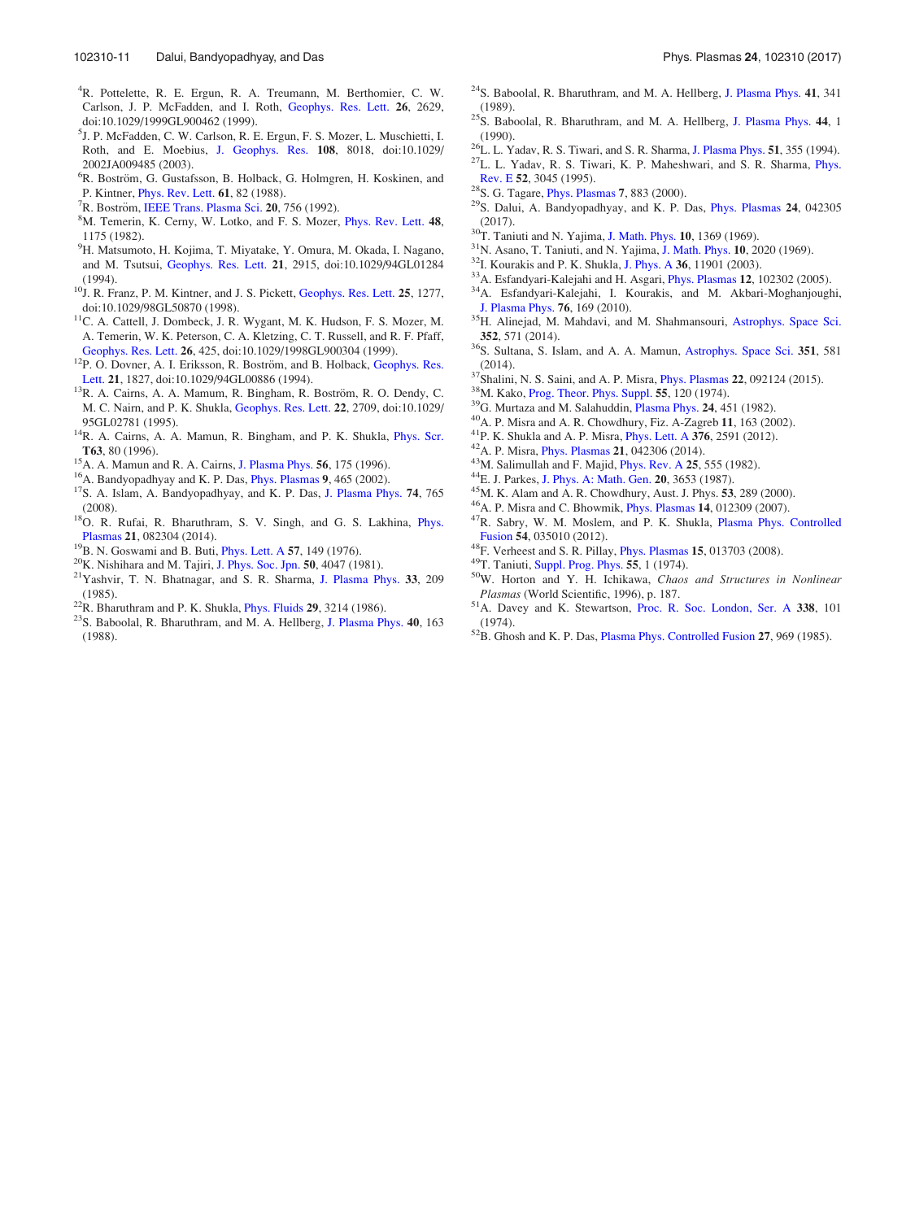[4] R. Pottelette, R. E. Ergun, R. A. Treumann, M. Berthomier, C. W. Carlson, J. P. McFadden, and I. Roth, Geophys. Res. Lett. **26**, 2629, doi:10.1029/1999GL900462 (1999).

[5] J. P. McFadden, C. W. Carlson, R. E. Ergun, F. S. Mozer, L. Muschietti, I. Roth, and E. Moebius, J. Geophys. Res. **108**, 8018, doi:10.1029/2002JA009485 (2003).

[6] R. Boström, G. Gustafsson, B. Holback, G. Holmgren, H. Koskinen, and P. Kintner, Phys. Rev. Lett. **61**, 82 (1988).

[7] R. Boström, IEEE Trans. Plasma Sci. **20**, 756 (1992).

[8] M. Temerin, K. Cerny, W. Lotko, and F. S. Mozer, Phys. Rev. Lett. **48**, 1175 (1982).

[9] H. Matsumoto, H. Kojima, T. Miyatake, Y. Omura, M. Okada, I. Nagano, and M. Tsutsui, Geophys. Res. Lett. **21**, 2915, doi:10.1029/94GL01284 (1994).

[10] J. R. Franz, P. M. Kintner, and J. S. Pickett, Geophys. Res. Lett. **25**, 1277, doi:10.1029/98GL50870 (1998).

[11] C. A. Cattell, J. Dombeck, J. R. Wygant, M. K. Hudson, F. S. Mozer, M. A. Temerin, W. K. Peterson, C. A. Kletzing, C. T. Russell, and R. F. Pfaff, Geophys. Res. Lett. **26**, 425, doi:10.1029/1998GL900304 (1999).

[12] P. O. Dovner, A. I. Eriksson, R. Boström, and B. Holback, Geophys. Res. Lett. **21**, 1827, doi:10.1029/94GL00886 (1994).

[13] R. A. Cairns, A. A. Mamum, R. Bingham, R. Boström, R. O. Dendy, C. M. C. Nairn, and P. K. Shukla, Geophys. Res. Lett. **22**, 2709, doi:10.1029/95GL02781 (1995).

[14] R. A. Cairns, A. A. Mamun, R. Bingham, and P. K. Shukla, Phys. Scr. **T63**, 80 (1996).

[15] A. A. Mamun and R. A. Cairns, J. Plasma Phys. **56**, 175 (1996).

[16] A. Bandyopadhyay and K. P. Das, Phys. Plasmas **9**, 465 (2002).

[17] S. A. Islam, A. Bandyopadhyay, and K. P. Das, J. Plasma Phys. **74**, 765 (2008).

[18] O. R. Rufai, R. Bharuthram, S. V. Singh, and G. S. Lakhina, Phys. Plasmas **21**, 082304 (2014).

[19] B. N. Goswami and B. Buti, Phys. Lett. A **57**, 149 (1976).

[20] K. Nishihara and M. Tajiri, J. Phys. Soc. Jpn. **50**, 4047 (1981).

[21] Yashvir, T. N. Bhatnagar, and S. R. Sharma, J. Plasma Phys. **33**, 209 (1985).

[22] R. Bharuthram and P. K. Shukla, Phys. Fluids **29**, 3214 (1986).

[23] S. Baboolal, R. Bharuthram, and M. A. Hellberg, J. Plasma Phys. **40**, 163 (1988).

[24] S. Baboolal, R. Bharuthram, and M. A. Hellberg, J. Plasma Phys. **41**, 341 (1989).

[25] S. Baboolal, R. Bharuthram, and M. A. Hellberg, J. Plasma Phys. **44**, 1 (1990).

[26] L. L. Yadav, R. S. Tiwari, and S. R. Sharma, J. Plasma Phys. **51**, 355 (1994).

[27] L. L. Yadav, R. S. Tiwari, K. P. Maheshwari, and S. R. Sharma, Phys. Rev. E **52**, 3045 (1995).

[28] S. G. Tagare, Phys. Plasmas **7**, 883 (2000).

[29] S. Dalui, A. Bandyopadhyay, and K. P. Das, Phys. Plasmas **24**, 042305 (2017).

[30] T. Taniuti and N. Yajima, J. Math. Phys. **10**, 1369 (1969).

[31] N. Asano, T. Taniuti, and N. Yajima, J. Math. Phys. **10**, 2020 (1969).

[32] I. Kourakis and P. K. Shukla, J. Phys. A **36**, 11901 (2003).

[33] A. Esfandyari-Kalejahi and H. Asgari, Phys. Plasmas **12**, 102302 (2005).

[34] A. Esfandyari-Kalejahi, I. Kourakis, and M. Akbari-Moghanjoughi, J. Plasma Phys. **76**, 169 (2010).

[35] H. Alinejad, M. Mahdavi, and M. Shahmansouri, Astrophys. Space Sci. **352**, 571 (2014).

[36] S. Sultana, S. Islam, and A. A. Mamun, Astrophys. Space Sci. **351**, 581 (2014).

[37] Shalini, N. S. Saini, and A. P. Misra, Phys. Plasmas **22**, 092124 (2015).

[38] M. Kako, Prog. Theor. Phys. Suppl. **55**, 120 (1974).

[39] G. Murtaza and M. Salahuddin, Plasma Phys. **24**, 451 (1982).

[40] A. P. Misra and A. R. Chowdhury, Fiz. A-Zagreb **11**, 163 (2002).

[41] P. K. Shukla and A. P. Misra, Phys. Lett. A **376**, 2591 (2012).

[42] A. P. Misra, Phys. Plasmas **21**, 042306 (2014).

[43] M. Salimullah and F. Majid, Phys. Rev. A **25**, 555 (1982).

[44] E. J. Parkes, J. Phys. A: Math. Gen. **20**, 3653 (1987).

[45] M. K. Alam and A. R. Chowdhury, Aust. J. Phys. **53**, 289 (2000).

[46] A. P. Misra and C. Bhowmik, Phys. Plasmas **14**, 012309 (2007).

[47] R. Sabry, W. M. Moslem, and P. K. Shukla, Plasma Phys. Controlled Fusion **54**, 035010 (2012).

[48] F. Verheest and S. R. Pillay, Phys. Plasmas **15**, 013703 (2008).

[49] T. Taniuti, Suppl. Prog. Phys. **55**, 1 (1974).

[50] W. Horton and Y. H. Ichikawa, *Chaos and Structures in Nonlinear Plasmas* (World Scientific, 1996), p. 187.

[51] A. Davey and K. Stewartson, Proc. R. Soc. London, Ser. A **338**, 101 (1974).

[52] B. Ghosh and K. P. Das, Plasma Phys. Controlled Fusion **27**, 969 (1985).